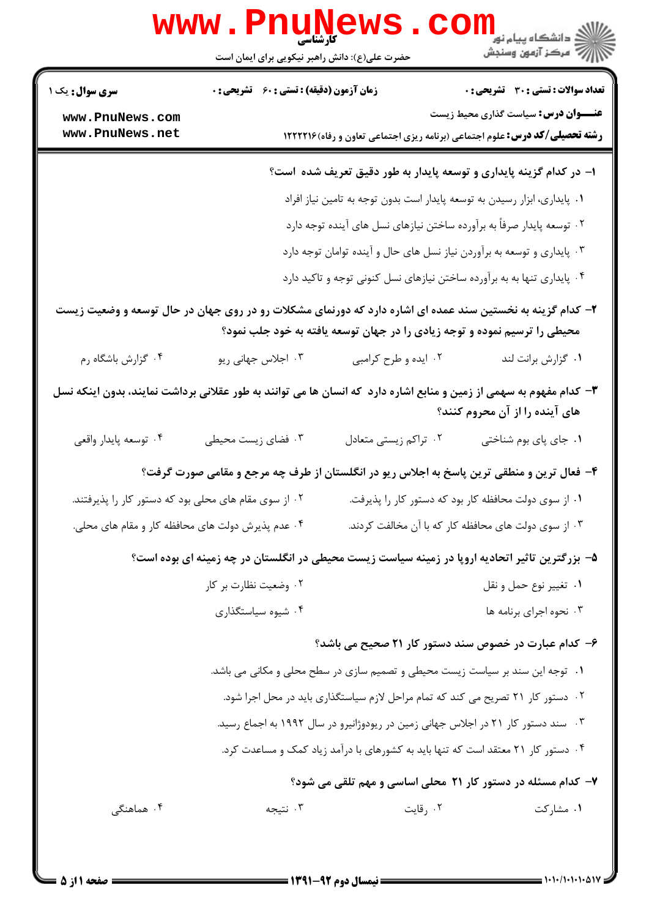کارشناسی

حضرت علی(ع): دانش راهبر نیکویی برای ایمان است

**سری سوال:** یک ۱

**زمان آزمون (دقیقه) : تستی : ۶۰ تشریحی : ۰**

**تعداد سوالات : تستی : ۳۰ تشریحی : ۰**

**عنـــوان درس:** سیاست گذاری محیط زیست

**رشته تحصیلی/کد درس:** علوم اجتماعی (برنامه ریزی اجتماعی تعاون و رفاه)۱۲۲۲۲۱۶

**۱- در کدام گزینه پایداری و توسعه پایدار به طور دقیق تعریف شده است؟**

۱. پایداری، ابزار رسیدن به توسعه پایدار است بدون توجه به تامین نیاز افراد

۲. توسعه پایدار صرفاً به برآورده ساختن نیازهای نسل های آینده توجه دارد

۳. پایداری و توسعه به برآوردن نیاز نسل های حال و آینده توامان توجه دارد

۴. پایداری تنها به به برآورده ساختن نیازهای نسل کنونی توجه و تاکید دارد

**۲- کدام گزینه به نخستین سند عمده ای اشاره دارد که دورنمای مشکلات رو در روی جهان در حال توسعه و وضعیت زیست محیطی را ترسیم نموده و توجه زیادی را در جهان توسعه یافته به خود جلب نمود؟**

۱. گزارش برانت لند ۲. ایده و طرح کرامبی ۳. اجلاس جهانی ریو ۴. گزارش باشگاه رم

**۳- کدام مفهوم به سهمی از زمین و منابع اشاره دارد که انسان ها می توانند به طور عقلانی برداشت نمایند، بدون اینکه نسل های آینده را از آن محروم کنند؟**

۱. جای پای بوم شناختی ۲. تراکم زیستی متعادل ۳. فضای زیست محیطی ۴. توسعه پایدار واقعی

**۴- فعال ترین و منطقی ترین پاسخ به اجلاس ریو در انگلستان از طرف چه مرجع و مقامی صورت گرفت؟**

۱. از سوی دولت محافظه کار بود که دستور کار را پذیرفت.

۲. از سوی مقام های محلی بود که دستور کار را پذیرفتند.

۳. از سوی دولت های محافظه کار که با آن مخالفت کردند.

۴. عدم پذیرش دولت های محافظه کار و مقام های محلی.

**۵- بزرگترین تاثیر اتحادیه اروپا در زمینه سیاست زیست محیطی در انگلستان در چه زمینه ای بوده است؟**

۱. تغییر نوع حمل و نقل

۲. وضعیت نظارت بر کار

۳. نحوه اجرای برنامه ها

۴. شیوه سیاستگذاری

**۶- کدام عبارت در خصوص سند دستور کار ۲۱ صحیح می باشد؟**

۱. توجه این سند بر سیاست زیست محیطی و تصمیم سازی در سطح محلی و مکانی می باشد.

۲. دستور کار ۲۱ تصریح می کند که تمام مراحل لازم سیاستگذاری باید در محل اجرا شود.

۳. سند دستور کار ۲۱ در اجلاس جهانی زمین در ریودوژانیرو در سال ۱۹۹۲ به اجماع رسید.

۴. دستور کار ۲۱ معتقد است که تنها باید به کشورهای با درآمد زیاد کمک و مساعدت کرد.

**۷- کدام مسئله در دستور کار ۲۱ محلی اساسی و مهم تلقی می شود؟**

۱. مشارکت ۲. رقابت ۳. نتیجه ۴. هماهنگی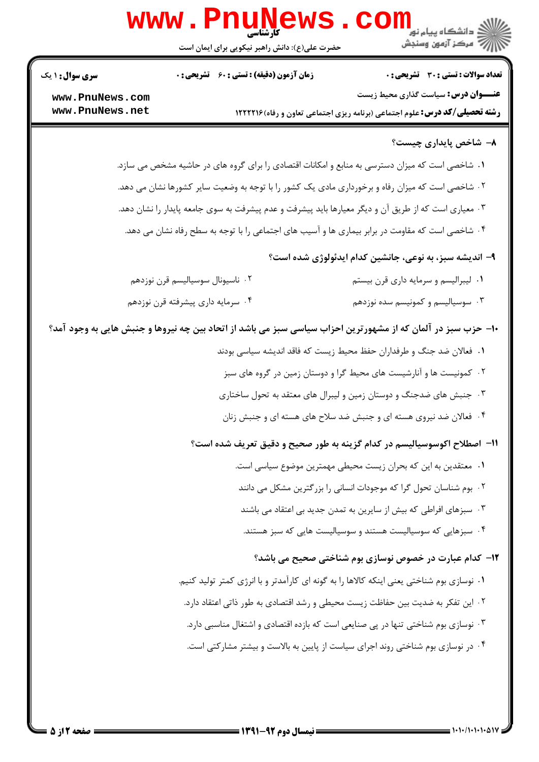**۸- شاخص پایداری چیست؟**

۱. شاخصی است که میزان دسترسی به منابع و امکانات اقتصادی را برای گروه های در حاشیه مشخص می سازد.

۲. شاخصی است که میزان رفاه و برخورداری مادی یک کشور را با توجه به وضعیت سایر کشورها نشان می دهد.

۳. معیاری است که از طریق آن و دیگر معیارها باید پیشرفت و عدم پیشرفت به سوی جامعه پایدار را نشان دهد.

۴. شاخصی است که مقاومت در برابر بیماری ها و آسیب های اجتماعی را با توجه به سطح رفاه نشان می دهد.

**۹- اندیشه سبز، به نوعی، جانشین کدام ایدئولوژی شده است؟**

۱. لیبرالیسم و سرمایه داری قرن بیستم

۲. ناسیونال سوسیالیسم قرن نوزدهم

۳. سوسیالیسم و کمونیسم سده نوزدهم

۴. سرمایه داری پیشرفته قرن نوزدهم

**۱۰- حزب سبز در آلمان که از مشهورترین احزاب سیاسی سبز می باشد از اتحاد بین چه نیروها و جنبش هایی به وجود آمد؟**

۱. فعالان ضد جنگ و طرفداران حفظ محیط زیست که فاقد اندیشه سیاسی بودند

۲. کمونیست ها و آنارشیست های محیط گرا و دوستان زمین در گروه های سبز

۳. جنبش های ضدجنگ و دوستان زمین و لیبرال های معتقد به تحول ساختاری

۴. فعالان ضد نیروی هسته ای و جنبش ضد سلاح های هسته ای و جنبش زنان

**۱۱- اصطلاح اکوسوسیالیسم در کدام گزینه به طور صحیح و دقیق تعریف شده است؟**

۱. معتقدین به این که بحران زیست محیطی مهمترین موضوع سیاسی است.

۲. بوم شناسان تحول گرا که موجودات انسانی را بزرگترین مشکل می دانند

۳. سبزهای افراطی که بیش از سایرین به تمدن جدید بی اعتقاد می باشند

۴. سبزهایی که سوسیالیست هستند و سوسیالیست هایی که سبز هستند.

**۱۲- کدام عبارت در خصوص نوسازی بوم شناختی صحیح می باشد؟**

۱. نوسازی بوم شناختی یعنی اینکه کالاها را به گونه ای کارآمدتر و با انرژی کمتر تولید کنیم.

۲. این تفکر به ضدیت بین حفاظت زیست محیطی و رشد اقتصادی به طور ذاتی اعتقاد دارد.

۳. نوسازی بوم شناختی تنها در پی صنایعی است که بازده اقتصادی و اشتغال مناسبی دارد.

۴. در نوسازی بوم شناختی روند اجرای سیاست از پایین به بالاست و بیشتر مشارکتی است.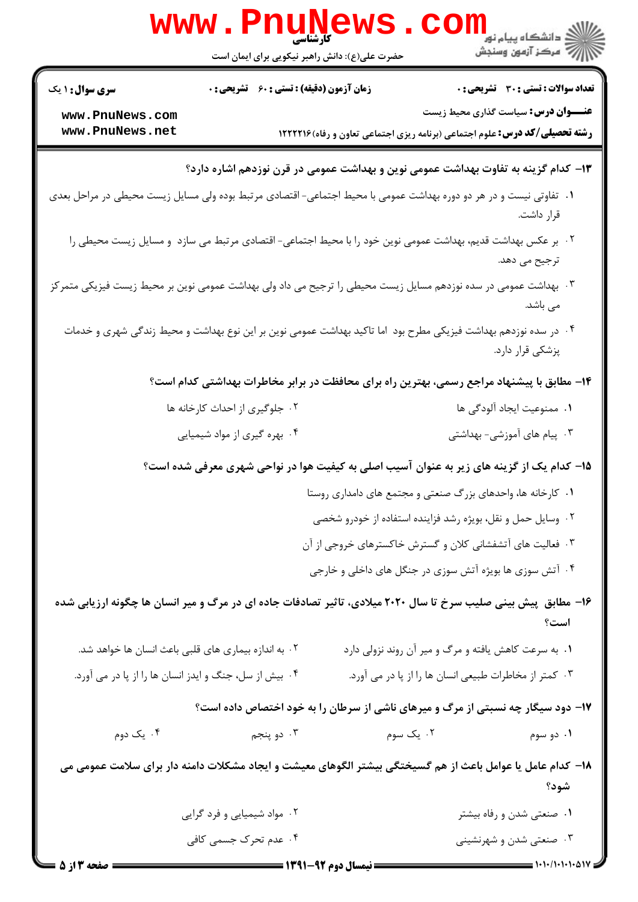۱۳- کدام گزینه به تفاوت بهداشت عمومی نوین و بهداشت عمومی در قرن نوزدهم اشاره دارد؟

۱. تفاوتی نیست و در هر دو دوره بهداشت عمومی با محیط اجتماعی- اقتصادی مرتبط بوده ولی مسایل زیست محیطی در مراحل بعدی قرار داشت.

۲. بر عکس بهداشت قدیم، بهداشت عمومی نوین خود را با محیط اجتماعی- اقتصادی مرتبط می سازد و مسایل زیست محیطی را ترجیح می دهد.

۳. بهداشت عمومی در سده نوزدهم مسایل زیست محیطی را ترجیح می داد ولی بهداشت عمومی نوین بر محیط زیست فیزیکی متمرکز می باشد.

۴. در سده نوزدهم بهداشت فیزیکی مطرح بود اما تاکید بهداشت عمومی نوین بر این نوع بهداشت و محیط زندگی شهری و خدمات پزشکی قرار دارد.

۱۴- مطابق با پیشنهاد مراجع رسمی، بهترین راه برای محافظت در برابر مخاطرات بهداشتی کدام است؟

۱. ممنوعیت ایجاد آلودگی ها

۲. جلوگیری از احداث کارخانه ها

۳. پیام های آموزشی- بهداشتی

۴. بهره گیری از مواد شیمیایی

۱۵- کدام یک از گزینه های زیر به عنوان آسیب اصلی به کیفیت هوا در نواحی شهری معرفی شده است؟

۱. کارخانه ها، واحدهای بزرگ صنعتی و مجتمع های دامداری روستا

۲. وسایل حمل و نقل، بویژه رشد فزاینده استفاده از خودرو شخصی

۳. فعالیت های آتشفشانی کلان و گسترش خاکسترهای خروجی از آن

۴. آتش سوزی ها بویژه آتش سوزی در جنگل های داخلی و خارجی

۱۶- مطابق پیش بینی صلیب سرخ تا سال ۲۰۲۰ میلادی، تاثیر تصادفات جاده ای در مرگ و میر انسان ها چگونه ارزیابی شده است؟

۱. به سرعت کاهش یافته و مرگ و میر آن روند نزولی دارد

۲. به اندازه بیماری های قلبی باعث انسان ها خواهد شد.

۳. کمتر از مخاطرات طبیعی انسان ها را از پا در می آورد.

۴. بیش از سل، جنگ و ایدز انسان ها را از پا در می آورد.

۱۷- دود سیگار چه نسبتی از مرگ و میرهای ناشی از سرطان را به خود اختصاص داده است؟

۱. دو سوم

۲. یک سوم

۳. دو پنجم

۴. یک دوم

۱۸- کدام عامل یا عوامل باعث از هم گسیختگی بیشتر الگوهای معیشت و ایجاد مشکلات دامنه دار برای سلامت عمومی می شود؟

۱. صنعتی شدن و رفاه بیشتر

۲. مواد شیمیایی و فرد گرایی

۳. صنعتی شدن و شهرنشینی

۴. عدم تحرک جسمی کافی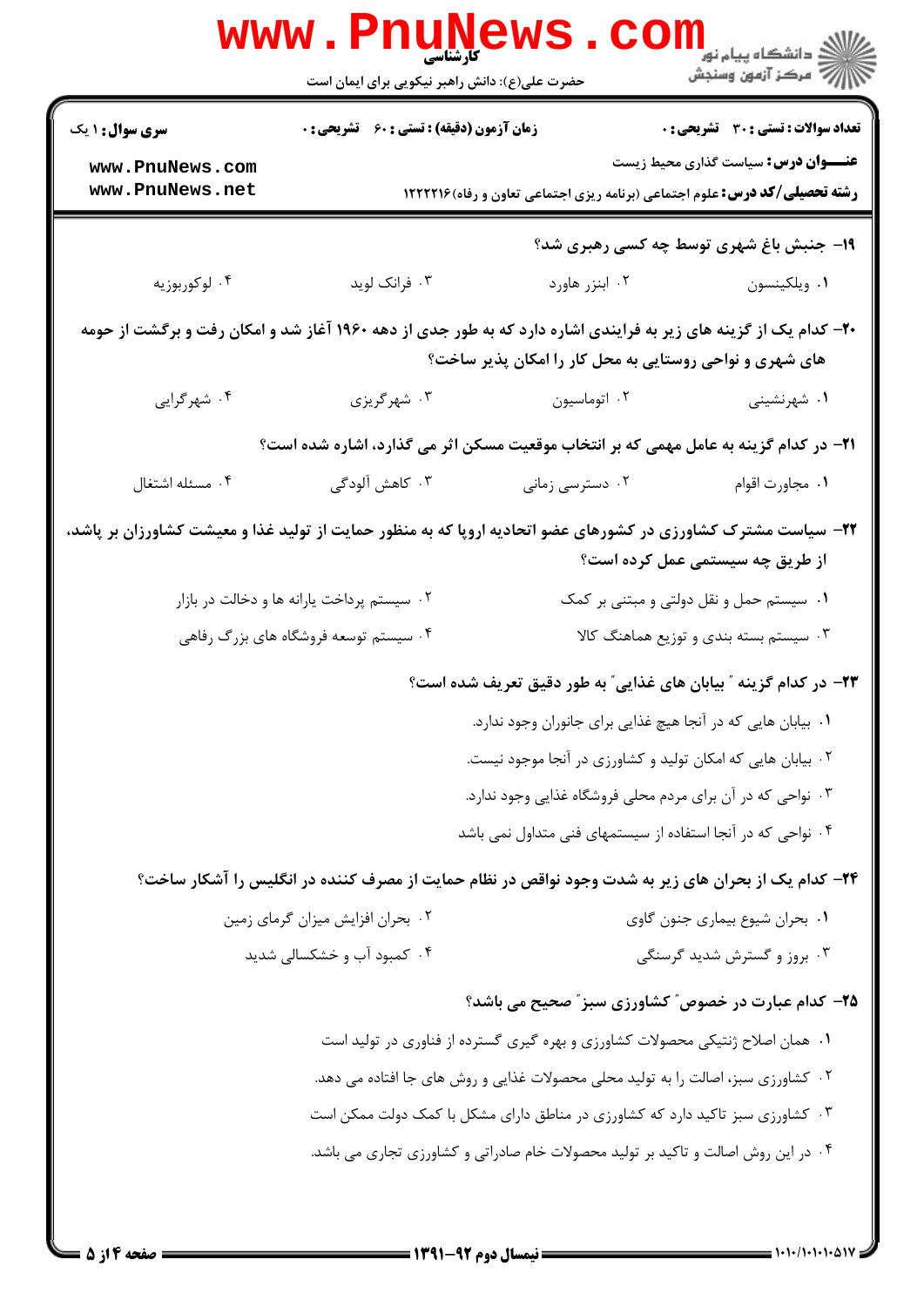۱۹- جنبش باغ شهری توسط چه کسی رهبری شد؟

۱. ویلکینسون ۲. ابنزر هاورد ۳. فرانک لوید ۴. لوکوربوزیه

۲۰- کدام یک از گزینه های زیر به فرایندی اشاره دارد که به طور جدی از دهه ۱۹۶۰ آغاز شد و امکان رفت و برگشت از حومه های شهری و نواحی روستایی به محل کار را امکان پذیر ساخت؟

۱. شهرنشینی ۲. اتوماسیون ۳. شهرگریزی ۴. شهرگرایی

۲۱- در کدام گزینه به عامل مهمی که بر انتخاب موقعیت مسکن اثر می گذارد، اشاره شده است؟

۱. مجاورت اقوام ۲. دسترسی زمانی ۳. کاهش آلودگی ۴. مسئله اشتغال

۲۲- سیاست مشترک کشاورزی در کشورهای عضو اتحادیه اروپا که به منظور حمایت از تولید غذا و معیشت کشاورزان بر پاشد، از طریق چه سیستمی عمل کرده است؟

۱. سیستم حمل و نقل دولتی و مبتنی بر کمک
۲. سیستم پرداخت یارانه ها و دخالت در بازار
۳. سیستم بسته بندی و توزیع هماهنگ کالا
۴. سیستم توسعه فروشگاه های بزرگ رفاهی

۲۳- در کدام گزینه " بیابان های غذایی" به طور دقیق تعریف شده است؟

۱. بیابان هایی که در آنجا هیچ غذایی برای جانوران وجود ندارد.
۲. بیابان هایی که امکان تولید و کشاورزی در آنجا موجود نیست.
۳. نواحی که در آن برای مردم محلی فروشگاه غذایی وجود ندارد.
۴. نواحی که در آنجا استفاده از سیستمهای فنی متداول نمی باشد

۲۴- کدام یک از بحران های زیر به شدت وجود نواقص در نظام حمایت از مصرف کننده در انگلیس را آشکار ساخت؟

۱. بحران شیوع بیماری جنون گاوی
۲. بحران افزایش میزان گرمای زمین
۳. بروز و گسترش شدید گرسنگی
۴. کمبود آب و خشکسالی شدید

۲۵- کدام عبارت در خصوص" کشاورزی سبز" صحیح می باشد؟

۱. همان اصلاح ژنتیکی محصولات کشاورزی و بهره گیری گسترده از فناوری در تولید است
۲. کشاورزی سبز، اصالت را به تولید محلی محصولات غذایی و روش های جا افتاده می دهد.
۳. کشاورزی سبز تاکید دارد که کشاورزی در مناطق دارای مشکل با کمک دولت ممکن است
۴. در این روش اصالت و تاکید بر تولید محصولات خام صادراتی و کشاورزی تجاری می باشد.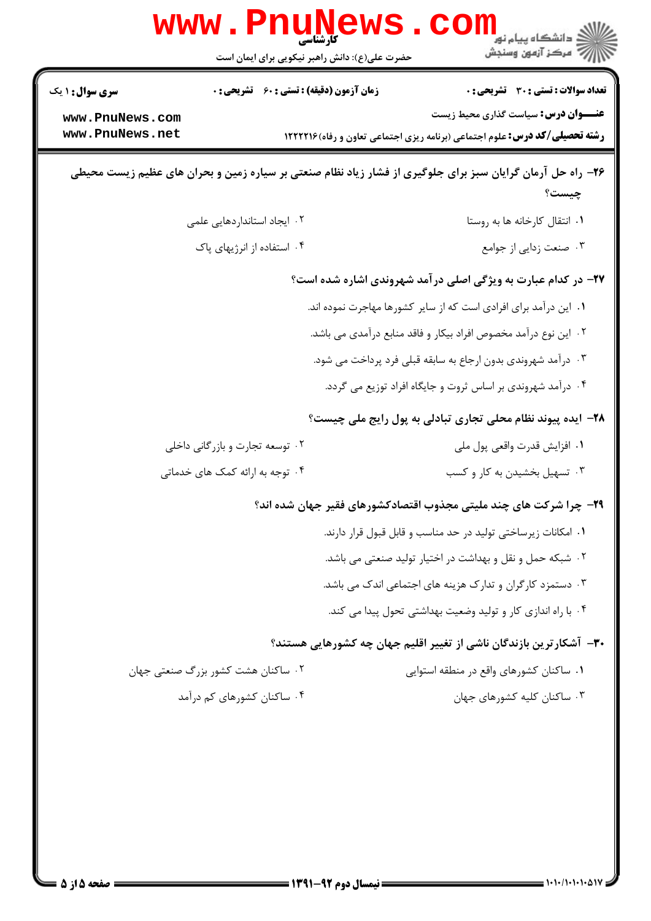۲۶- راه حل آرمان گرایان سبز برای جلوگیری از فشار زیاد نظام صنعتی بر سیاره زمین و بحران های عظیم زیست محیطی چیست؟

۱. انتقال کارخانه ها به روستا

۲. ایجاد استانداردهایی علمی

۳. صنعت زدایی از جوامع

۴. استفاده از انرژیهای پاک

۲۷- در کدام عبارت به ویژگی اصلی درآمد شهروندی اشاره شده است؟

۱. این درآمد برای افرادی است که از سایر کشورها مهاجرت نموده اند.

۲. این نوع درآمد مخصوص افراد بیکار و فاقد منابع درآمدی می باشد.

۳. درآمد شهروندی بدون ارجاع به سابقه قبلی فرد پرداخت می شود.

۴. درآمد شهروندی بر اساس ثروت و جایگاه افراد توزیع می گردد.

۲۸- ایده پیوند نظام محلی تجاری تبادلی به پول رایج ملی چیست؟

۱. افزایش قدرت واقعی پول ملی

۲. توسعه تجارت و بازرگانی داخلی

۳. تسهیل بخشیدن به کار و کسب

۴. توجه به ارائه کمک های خدماتی

۲۹- چرا شرکت های چند ملیتی مجذوب اقتصادکشورهای فقیر جهان شده اند؟

۱. امکانات زیرساختی تولید در حد مناسب و قابل قبول قرار دارند.

۲. شبکه حمل و نقل و بهداشت در اختیار تولید صنعتی می باشد.

۳. دستمزد کارگران و تدارک هزینه های اجتماعی اندک می باشد.

۴. با راه اندازی کار و تولید وضعیت بهداشتی تحول پیدا می کند.

۳۰- آشکارترین بازندگان ناشی از تغییر اقلیم جهان چه کشورهایی هستند؟

۱. ساکنان کشورهای واقع در منطقه استوایی

۲. ساکنان هشت کشور بزرگ صنعتی جهان

۳. ساکنان کلیه کشورهای جهان

۴. ساکنان کشورهای کم درآمد